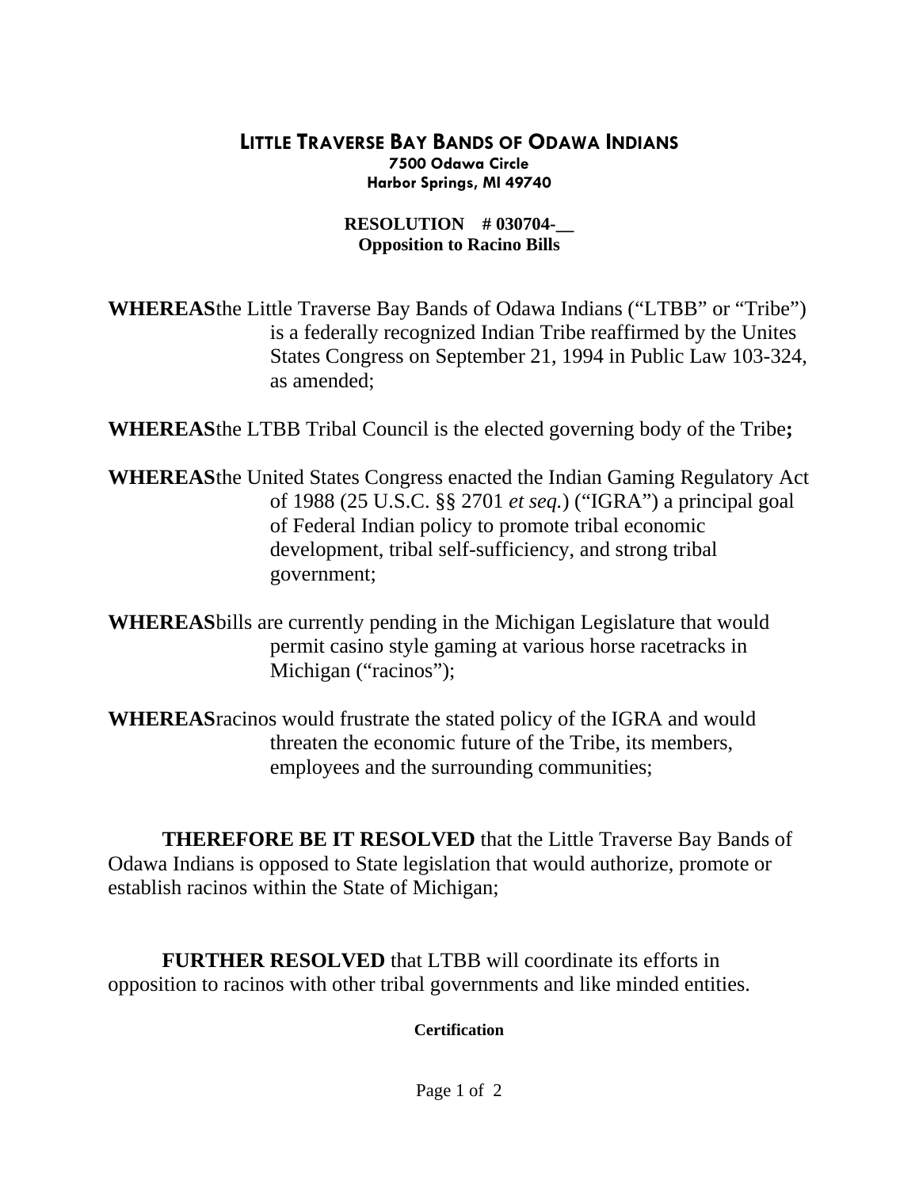# LITTLE TRAVERSE BAY BANDS OF ODAWA INDIANS

**7500 Odawa Circle**
**Harbor Springs, MI 49740**

**RESOLUTION # 030704-__**
**Opposition to Racino Bills**

**WHEREAS** the Little Traverse Bay Bands of Odawa Indians ("LTBB" or "Tribe") is a federally recognized Indian Tribe reaffirmed by the Unites States Congress on September 21, 1994 in Public Law 103-324, as amended;

**WHEREAS** the LTBB Tribal Council is the elected governing body of the Tribe**;**

**WHEREAS** the United States Congress enacted the Indian Gaming Regulatory Act of 1988 (25 U.S.C. §§ 2701 *et seq.*) ("IGRA") a principal goal of Federal Indian policy to promote tribal economic development, tribal self-sufficiency, and strong tribal government;

**WHEREAS** bills are currently pending in the Michigan Legislature that would permit casino style gaming at various horse racetracks in Michigan ("racinos");

**WHEREAS** racinos would frustrate the stated policy of the IGRA and would threaten the economic future of the Tribe, its members, employees and the surrounding communities;

**THEREFORE BE IT RESOLVED** that the Little Traverse Bay Bands of Odawa Indians is opposed to State legislation that would authorize, promote or establish racinos within the State of Michigan;

**FURTHER RESOLVED** that LTBB will coordinate its efforts in opposition to racinos with other tribal governments and like minded entities.

**Certification**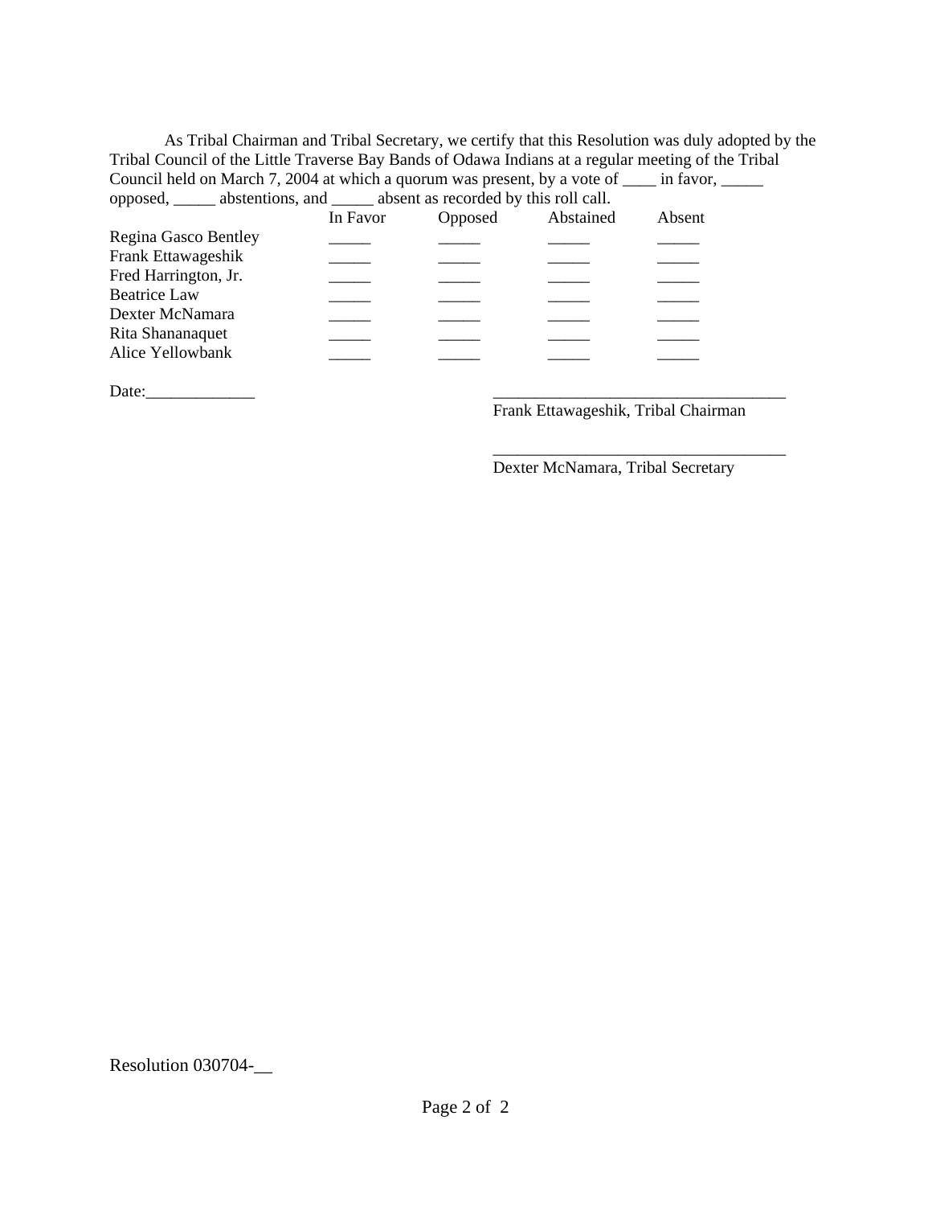As Tribal Chairman and Tribal Secretary, we certify that this Resolution was duly adopted by the Tribal Council of the Little Traverse Bay Bands of Odawa Indians at a regular meeting of the Tribal Council held on March 7, 2004 at which a quorum was present, by a vote of ____ in favor, _____ opposed, _____ abstentions, and _____ absent as recorded by this roll call.

| | In Favor | Opposed | Abstained | Absent |
|---|---|---|---|---|
| Regina Gasco Bentley | _____ | _____ | _____ | _____ |
| Frank Ettawageshik | _____ | _____ | _____ | _____ |
| Fred Harrington, Jr. | _____ | _____ | _____ | _____ |
| Beatrice Law | _____ | _____ | _____ | _____ |
| Dexter McNamara | _____ | _____ | _____ | _____ |
| Rita Shananaquet | _____ | _____ | _____ | _____ |
| Alice Yellowbank | _____ | _____ | _____ | _____ |

Date:_____________

___________________________________
Frank Ettawageshik, Tribal Chairman

___________________________________
Dexter McNamara, Tribal Secretary

Resolution 030704-__